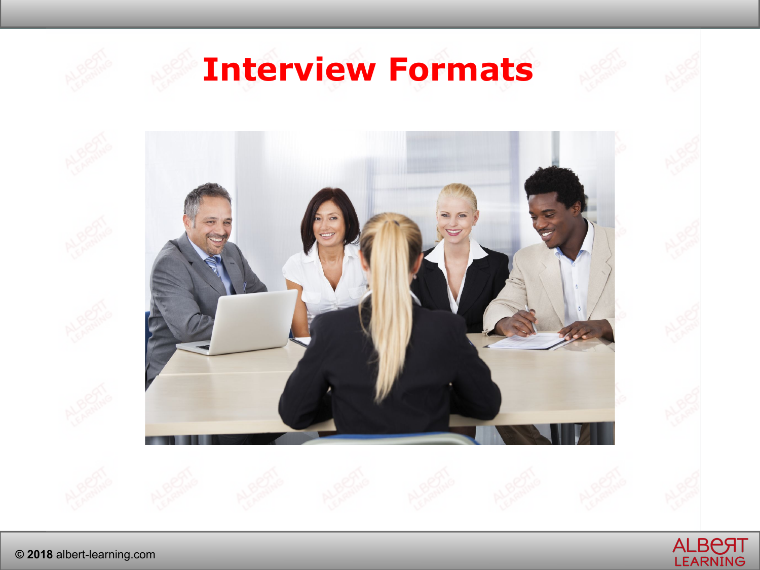# Interview Formats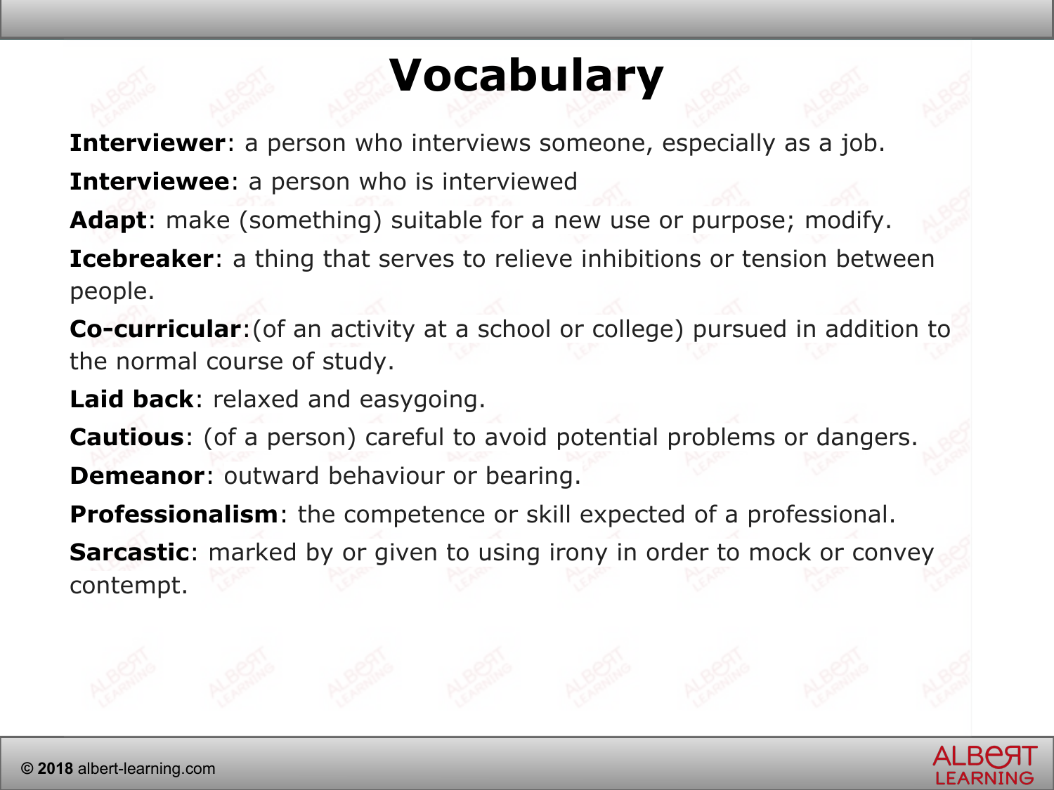# Vocabulary

**Interviewer**: a person who interviews someone, especially as a job.

**Interviewee**: a person who is interviewed

**Adapt**: make (something) suitable for a new use or purpose; modify.

**Icebreaker**: a thing that serves to relieve inhibitions or tension between people.

**Co-curricular**:(of an activity at a school or college) pursued in addition to the normal course of study.

**Laid back**: relaxed and easygoing.

**Cautious**: (of a person) careful to avoid potential problems or dangers.

**Demeanor**: outward behaviour or bearing.

**Professionalism**: the competence or skill expected of a professional.

**Sarcastic**: marked by or given to using irony in order to mock or convey contempt.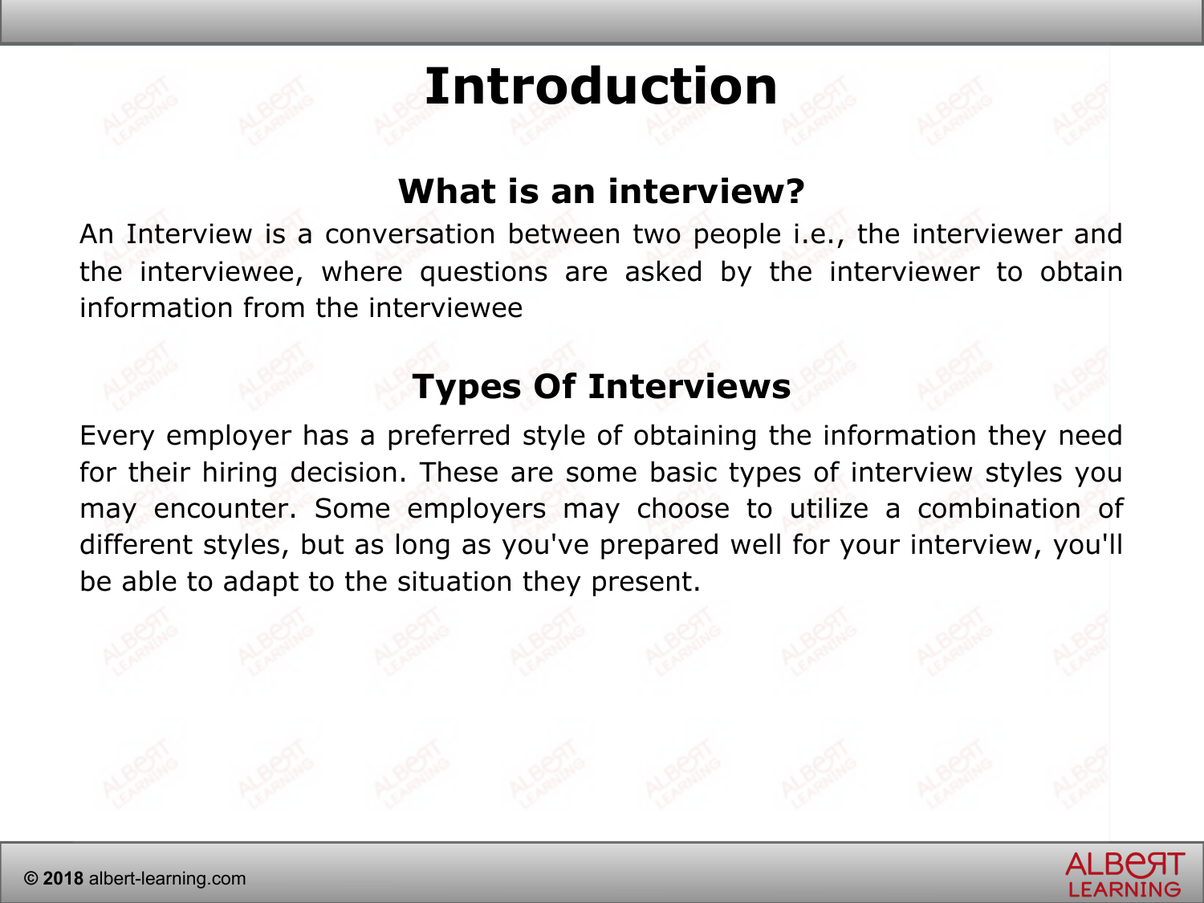# Introduction

## What is an interview?

An Interview is a conversation between two people i.e., the interviewer and the interviewee, where questions are asked by the interviewer to obtain information from the interviewee

## Types Of Interviews

Every employer has a preferred style of obtaining the information they need for their hiring decision. These are some basic types of interview styles you may encounter. Some employers may choose to utilize a combination of different styles, but as long as you've prepared well for your interview, you'll be able to adapt to the situation they present.